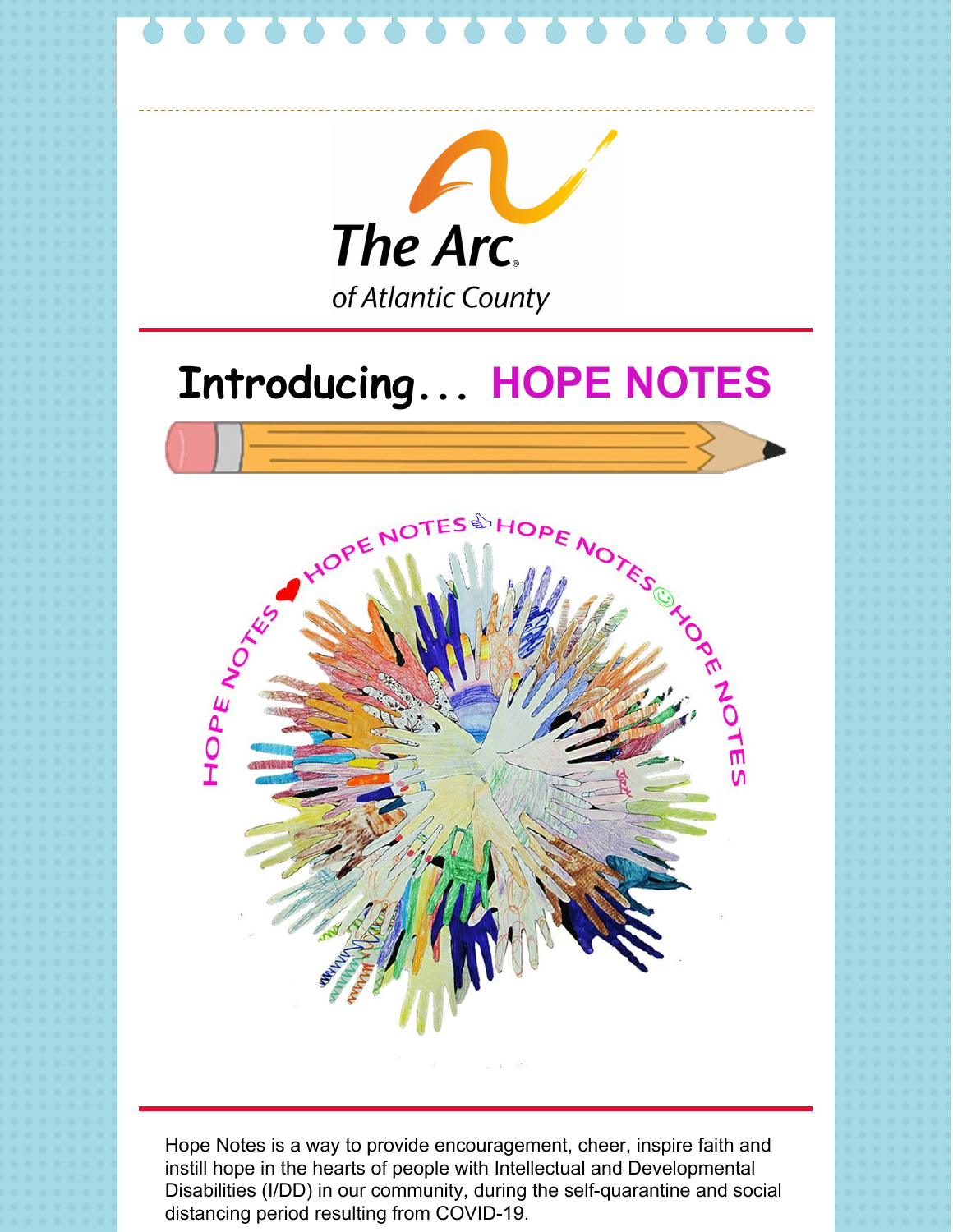The Arc of Atlantic County

# Introducing... HOPE NOTES

Hope Notes is a way to provide encouragement, cheer, inspire faith and instill hope in the hearts of people with Intellectual and Developmental Disabilities (I/DD) in our community, during the self-quarantine and social distancing period resulting from COVID-19.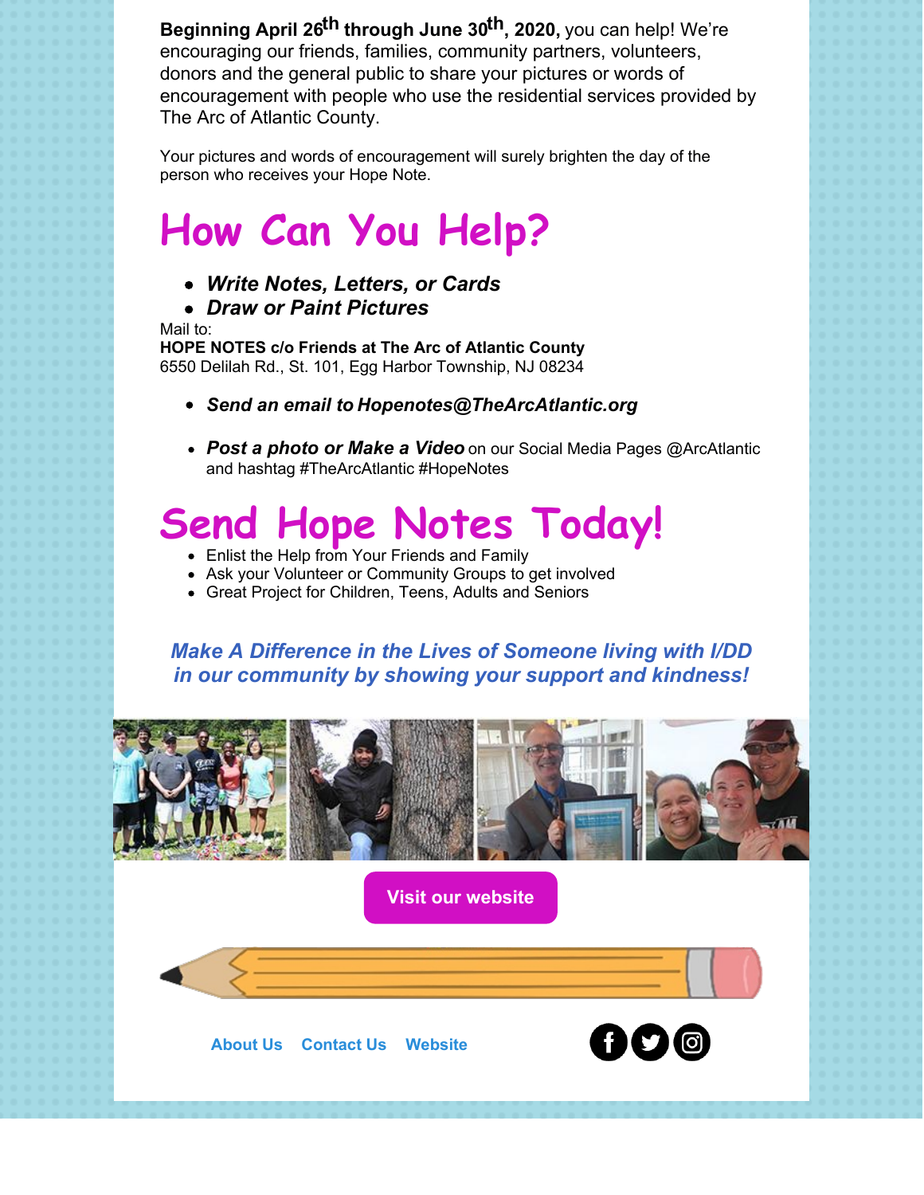**Beginning April 26th through June 30th, 2020,** you can help! We're encouraging our friends, families, community partners, volunteers, donors and the general public to share your pictures or words of encouragement with people who use the residential services provided by The Arc of Atlantic County.

Your pictures and words of encouragement will surely brighten the day of the person who receives your Hope Note.

# How Can You Help?

- ***Write Notes, Letters, or Cards***
- ***Draw or Paint Pictures***

Mail to:
**HOPE NOTES c/o Friends at The Arc of Atlantic County**
6550 Delilah Rd., St. 101, Egg Harbor Township, NJ 08234

- ***Send an email to Hopenotes@TheArcAtlantic.org***

- ***Post a photo or Make a Video*** on our Social Media Pages @ArcAtlantic and hashtag #TheArcAtlantic #HopeNotes

# Send Hope Notes Today!

- Enlist the Help from Your Friends and Family
- Ask your Volunteer or Community Groups to get involved
- Great Project for Children, Teens, Adults and Seniors

***Make A Difference in the Lives of Someone living with I/DD in our community by showing your support and kindness!***

**Visit our website**

**About Us** **Contact Us** **Website**